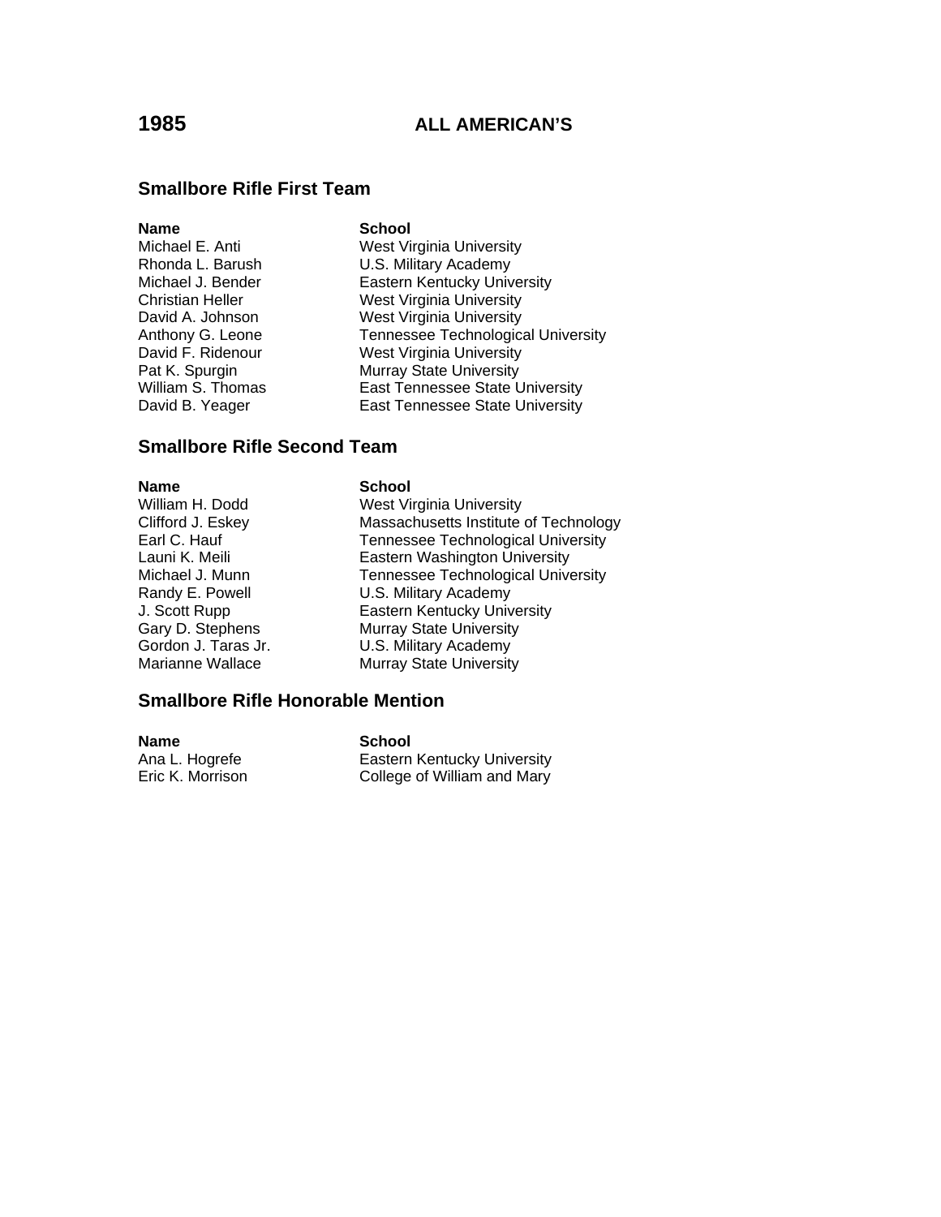# 1985 ALL AMERICAN'S

## Smallbore Rifle First Team

| Name | School |
|---|---|
| Michael E. Anti | West Virginia University |
| Rhonda L. Barush | U.S. Military Academy |
| Michael J. Bender | Eastern Kentucky University |
| Christian Heller | West Virginia University |
| David A. Johnson | West Virginia University |
| Anthony G. Leone | Tennessee Technological University |
| David F. Ridenour | West Virginia University |
| Pat K. Spurgin | Murray State University |
| William S. Thomas | East Tennessee State University |
| David B. Yeager | East Tennessee State University |

## Smallbore Rifle Second Team

| Name | School |
|---|---|
| William H. Dodd | West Virginia University |
| Clifford J. Eskey | Massachusetts Institute of Technology |
| Earl C. Hauf | Tennessee Technological University |
| Launi K. Meili | Eastern Washington University |
| Michael J. Munn | Tennessee Technological University |
| Randy E. Powell | U.S. Military Academy |
| J. Scott Rupp | Eastern Kentucky University |
| Gary D. Stephens | Murray State University |
| Gordon J. Taras Jr. | U.S. Military Academy |
| Marianne Wallace | Murray State University |

## Smallbore Rifle Honorable Mention

| Name | School |
|---|---|
| Ana L. Hogrefe | Eastern Kentucky University |
| Eric K. Morrison | College of William and Mary |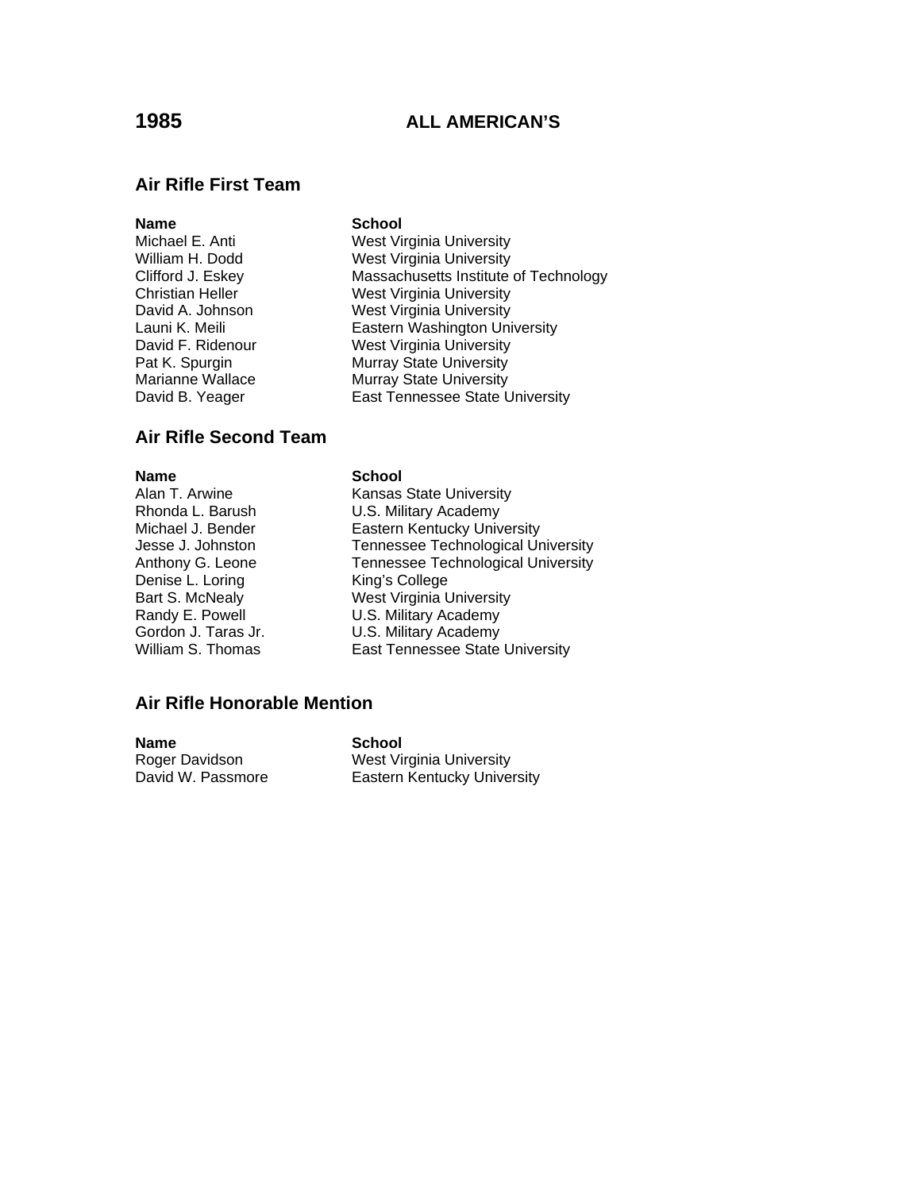# 1985 ALL AMERICAN'S

## Air Rifle First Team

| Name | School |
|---|---|
| Michael E. Anti | West Virginia University |
| William H. Dodd | West Virginia University |
| Clifford J. Eskey | Massachusetts Institute of Technology |
| Christian Heller | West Virginia University |
| David A. Johnson | West Virginia University |
| Launi K. Meili | Eastern Washington University |
| David F. Ridenour | West Virginia University |
| Pat K. Spurgin | Murray State University |
| Marianne Wallace | Murray State University |
| David B. Yeager | East Tennessee State University |

## Air Rifle Second Team

| Name | School |
|---|---|
| Alan T. Arwine | Kansas State University |
| Rhonda L. Barush | U.S. Military Academy |
| Michael J. Bender | Eastern Kentucky University |
| Jesse J. Johnston | Tennessee Technological University |
| Anthony G. Leone | Tennessee Technological University |
| Denise L. Loring | King's College |
| Bart S. McNealy | West Virginia University |
| Randy E. Powell | U.S. Military Academy |
| Gordon J. Taras Jr. | U.S. Military Academy |
| William S. Thomas | East Tennessee State University |

## Air Rifle Honorable Mention

| Name | School |
|---|---|
| Roger Davidson | West Virginia University |
| David W. Passmore | Eastern Kentucky University |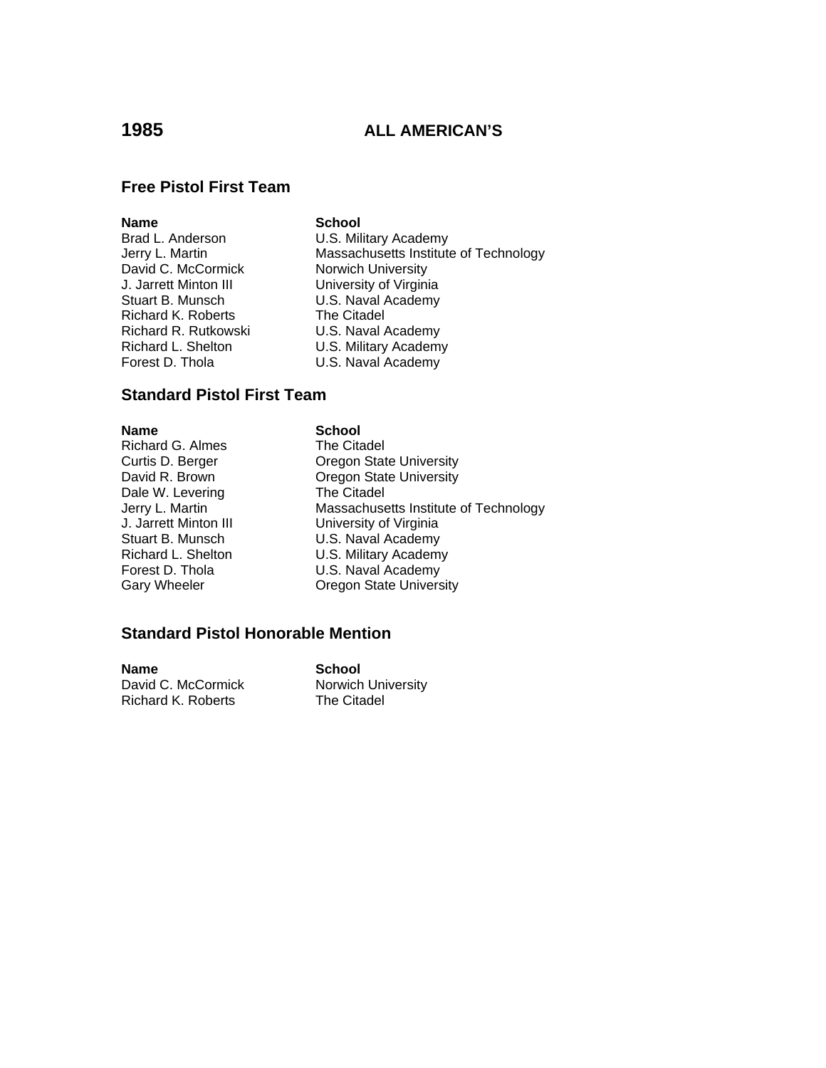# 1985 ALL AMERICAN'S

## Free Pistol First Team

| Name | School |
|---|---|
| Brad L. Anderson | U.S. Military Academy |
| Jerry L. Martin | Massachusetts Institute of Technology |
| David C. McCormick | Norwich University |
| J. Jarrett Minton III | University of Virginia |
| Stuart B. Munsch | U.S. Naval Academy |
| Richard K. Roberts | The Citadel |
| Richard R. Rutkowski | U.S. Naval Academy |
| Richard L. Shelton | U.S. Military Academy |
| Forest D. Thola | U.S. Naval Academy |

## Standard Pistol First Team

| Name | School |
|---|---|
| Richard G. Almes | The Citadel |
| Curtis D. Berger | Oregon State University |
| David R. Brown | Oregon State University |
| Dale W. Levering | The Citadel |
| Jerry L. Martin | Massachusetts Institute of Technology |
| J. Jarrett Minton III | University of Virginia |
| Stuart B. Munsch | U.S. Naval Academy |
| Richard L. Shelton | U.S. Military Academy |
| Forest D. Thola | U.S. Naval Academy |
| Gary Wheeler | Oregon State University |

## Standard Pistol Honorable Mention

| Name | School |
|---|---|
| David C. McCormick | Norwich University |
| Richard K. Roberts | The Citadel |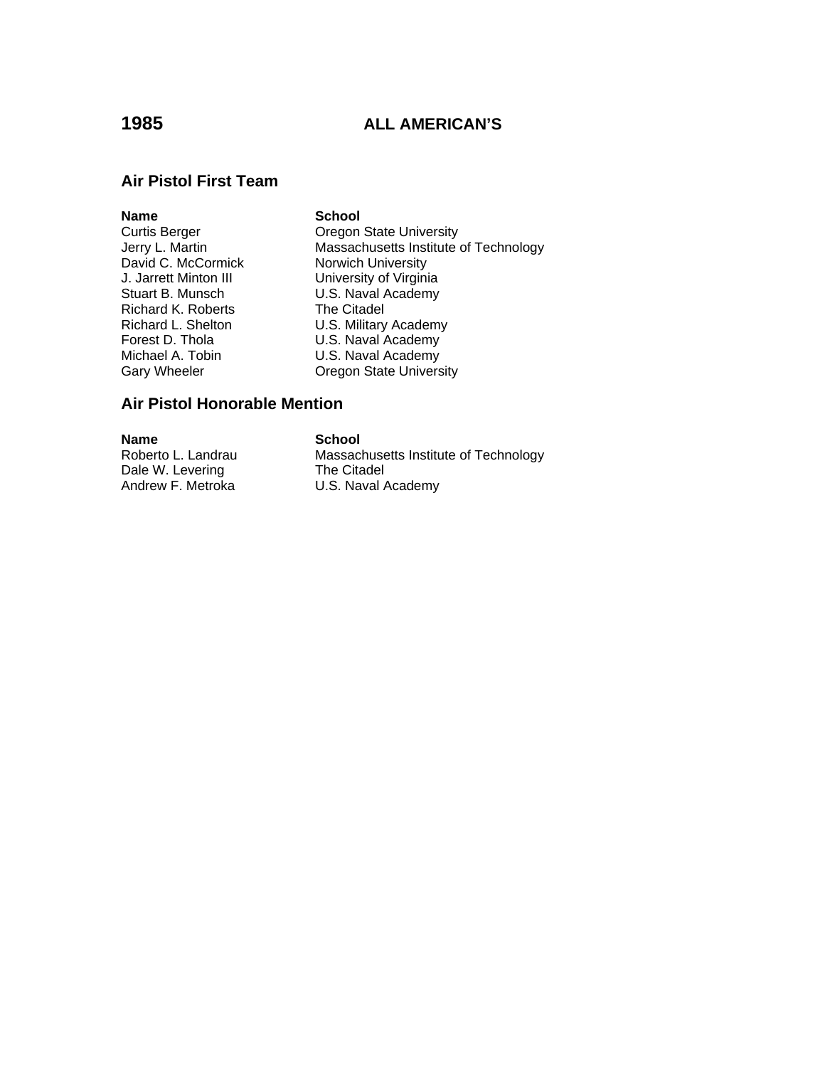# 1985 ALL AMERICAN'S

## Air Pistol First Team

| Name | School |
|---|---|
| Curtis Berger | Oregon State University |
| Jerry L. Martin | Massachusetts Institute of Technology |
| David C. McCormick | Norwich University |
| J. Jarrett Minton III | University of Virginia |
| Stuart B. Munsch | U.S. Naval Academy |
| Richard K. Roberts | The Citadel |
| Richard L. Shelton | U.S. Military Academy |
| Forest D. Thola | U.S. Naval Academy |
| Michael A. Tobin | U.S. Naval Academy |
| Gary Wheeler | Oregon State University |

## Air Pistol Honorable Mention

| Name | School |
|---|---|
| Roberto L. Landrau | Massachusetts Institute of Technology |
| Dale W. Levering | The Citadel |
| Andrew F. Metroka | U.S. Naval Academy |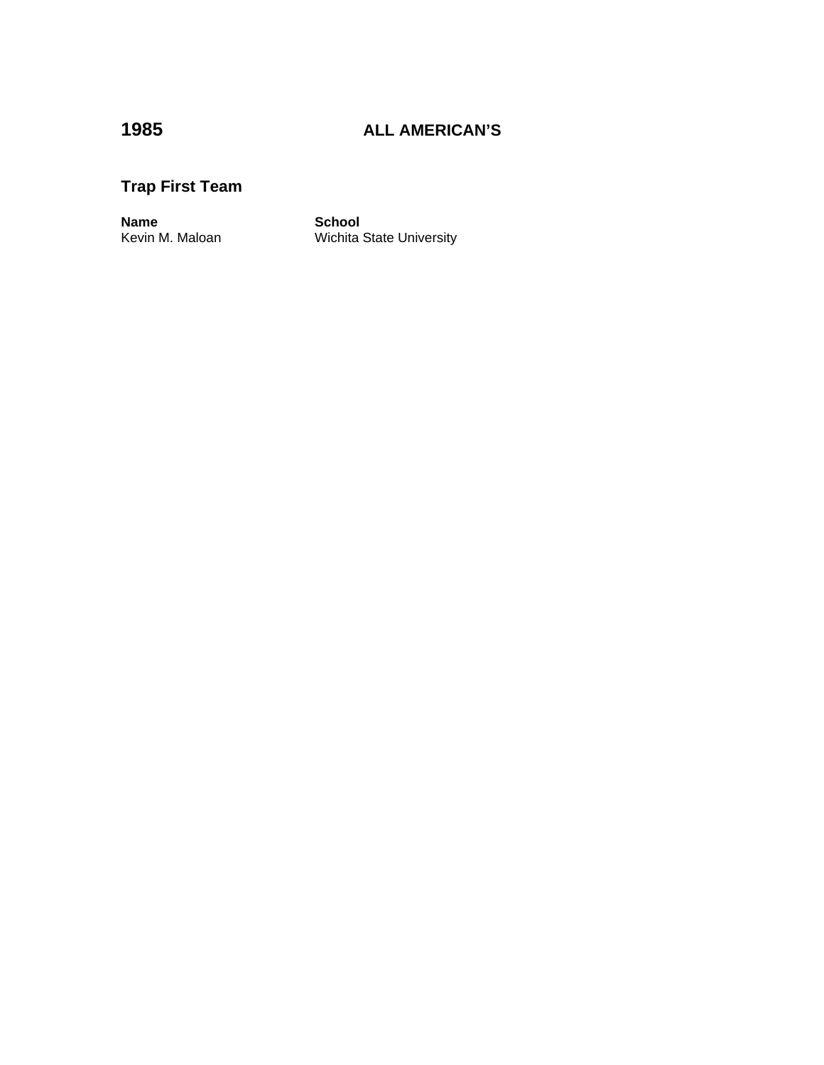# 1985 ALL AMERICAN'S

## Trap First Team

| Name | School |
| --- | --- |
| Kevin M. Maloan | Wichita State University |